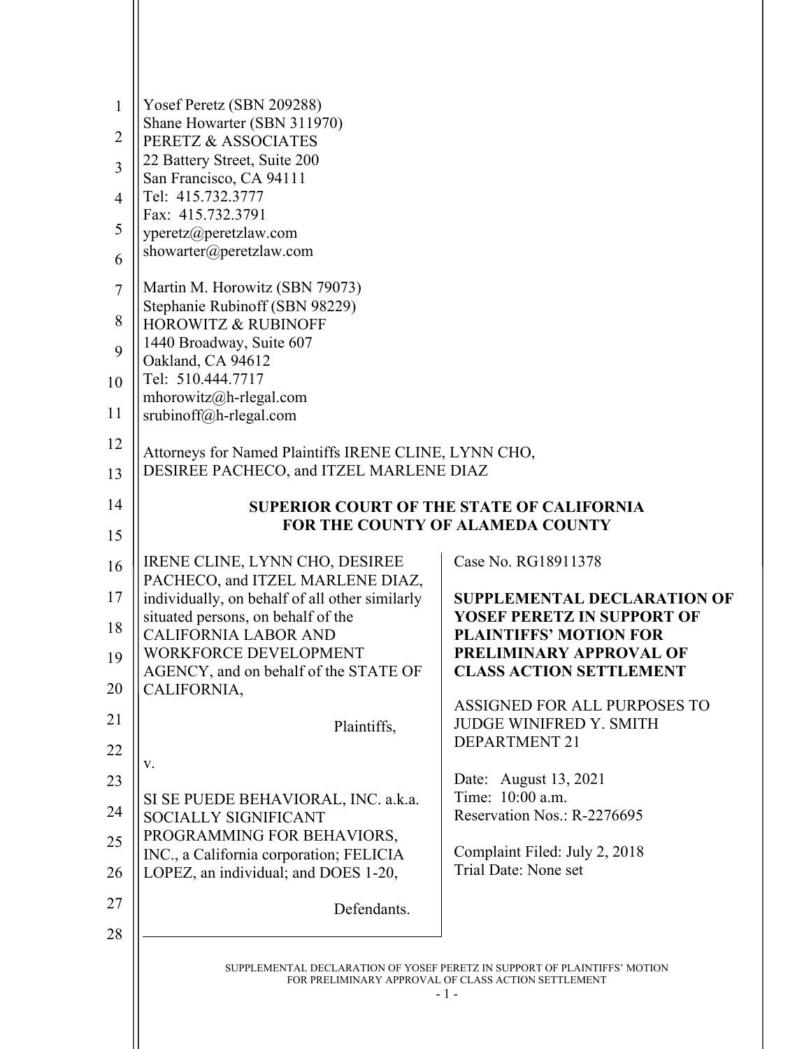Yosef Peretz (SBN 209288)
Shane Howarter (SBN 311970)
PERETZ & ASSOCIATES
22 Battery Street, Suite 200
San Francisco, CA 94111
Tel: 415.732.3777
Fax: 415.732.3791
yperetz@peretzlaw.com
showarter@peretzlaw.com

Martin M. Horowitz (SBN 79073)
Stephanie Rubinoff (SBN 98229)
HOROWITZ & RUBINOFF
1440 Broadway, Suite 607
Oakland, CA 94612
Tel: 510.444.7717
mhorowitz@h-rlegal.com
srubinoff@h-rlegal.com

Attorneys for Named Plaintiffs IRENE CLINE, LYNN CHO, DESIREE PACHECO, and ITZEL MARLENE DIAZ

**SUPERIOR COURT OF THE STATE OF CALIFORNIA**
**FOR THE COUNTY OF ALAMEDA COUNTY**

IRENE CLINE, LYNN CHO, DESIREE PACHECO, and ITZEL MARLENE DIAZ, individually, on behalf of all other similarly situated persons, on behalf of the CALIFORNIA LABOR AND WORKFORCE DEVELOPMENT AGENCY, and on behalf of the STATE OF CALIFORNIA,

Plaintiffs,

v.

SI SE PUEDE BEHAVIORAL, INC. a.k.a. SOCIALLY SIGNIFICANT PROGRAMMING FOR BEHAVIORS, INC., a California corporation; FELICIA LOPEZ, an individual; and DOES 1-20,

Defendants.

Case No. RG18911378

**SUPPLEMENTAL DECLARATION OF YOSEF PERETZ IN SUPPORT OF PLAINTIFFS' MOTION FOR PRELIMINARY APPROVAL OF CLASS ACTION SETTLEMENT**

ASSIGNED FOR ALL PURPOSES TO JUDGE WINIFRED Y. SMITH DEPARTMENT 21

Date: August 13, 2021
Time: 10:00 a.m.
Reservation Nos.: R-2276695

Complaint Filed: July 2, 2018
Trial Date: None set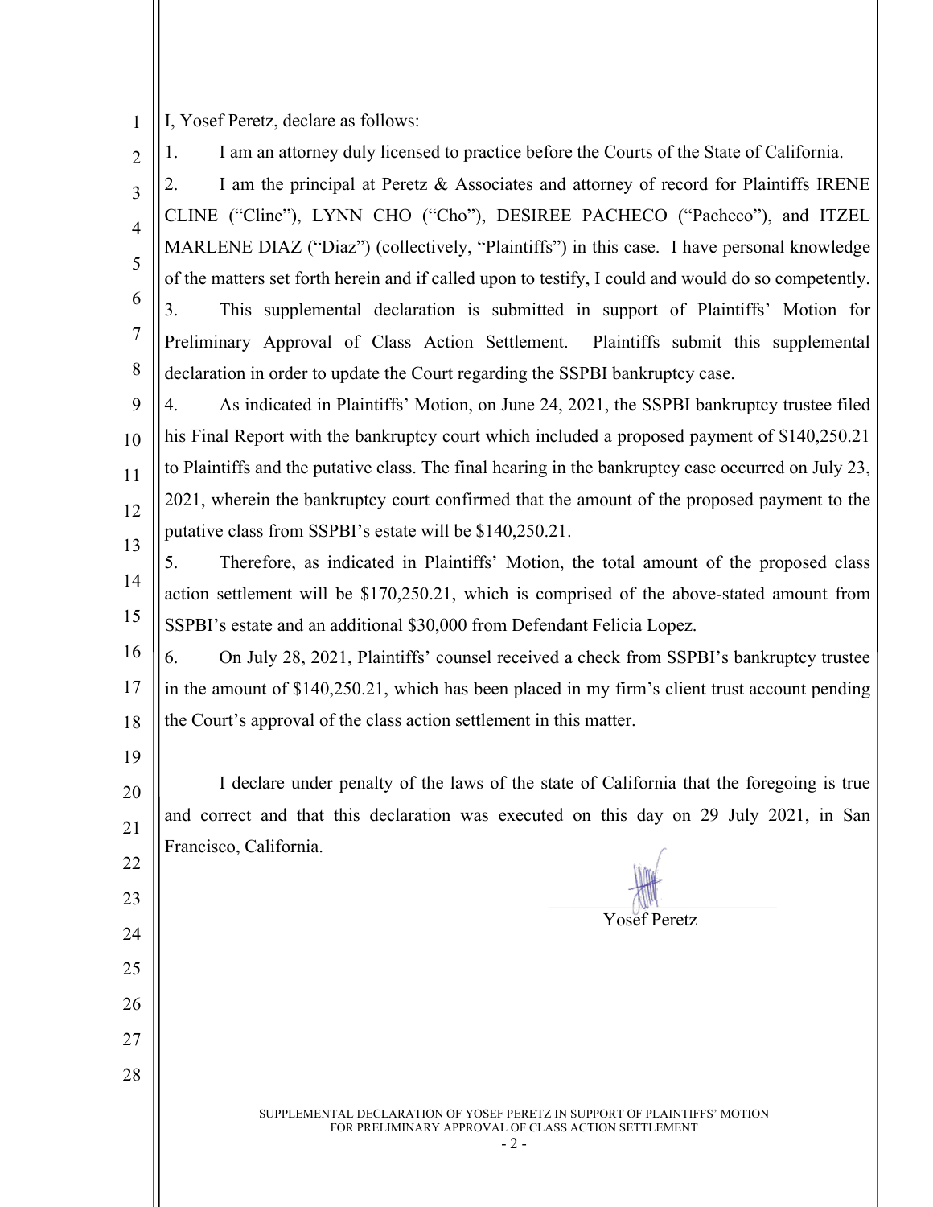I, Yosef Peretz, declare as follows:

1. I am an attorney duly licensed to practice before the Courts of the State of California.

2. I am the principal at Peretz & Associates and attorney of record for Plaintiffs IRENE CLINE ("Cline"), LYNN CHO ("Cho"), DESIREE PACHECO ("Pacheco"), and ITZEL MARLENE DIAZ ("Diaz") (collectively, "Plaintiffs") in this case. I have personal knowledge of the matters set forth herein and if called upon to testify, I could and would do so competently.

3. This supplemental declaration is submitted in support of Plaintiffs' Motion for Preliminary Approval of Class Action Settlement. Plaintiffs submit this supplemental declaration in order to update the Court regarding the SSPBI bankruptcy case.

4. As indicated in Plaintiffs' Motion, on June 24, 2021, the SSPBI bankruptcy trustee filed his Final Report with the bankruptcy court which included a proposed payment of $140,250.21 to Plaintiffs and the putative class. The final hearing in the bankruptcy case occurred on July 23, 2021, wherein the bankruptcy court confirmed that the amount of the proposed payment to the putative class from SSPBI's estate will be $140,250.21.

5. Therefore, as indicated in Plaintiffs' Motion, the total amount of the proposed class action settlement will be $170,250.21, which is comprised of the above-stated amount from SSPBI's estate and an additional $30,000 from Defendant Felicia Lopez.

6. On July 28, 2021, Plaintiffs' counsel received a check from SSPBI's bankruptcy trustee in the amount of $140,250.21, which has been placed in my firm's client trust account pending the Court's approval of the class action settlement in this matter.

I declare under penalty of the laws of the state of California that the foregoing is true and correct and that this declaration was executed on this day on 29 July 2021, in San Francisco, California.

Yosef Peretz